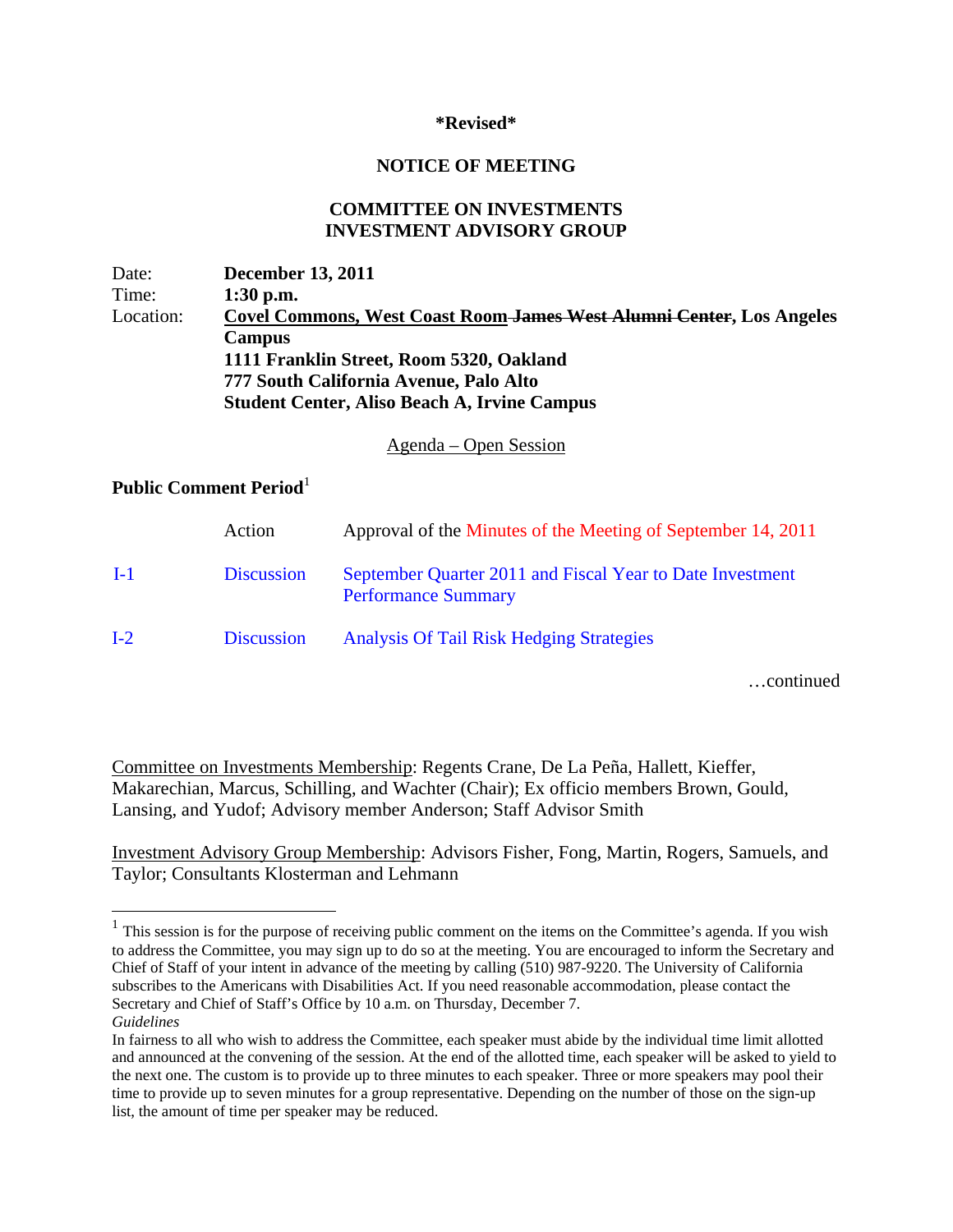**\*Revised\***

**NOTICE OF MEETING**

**COMMITTEE ON INVESTMENTS**
**INVESTMENT ADVISORY GROUP**

| | |
|---|---|
| Date: | **December 13, 2011** |
| Time: | **1:30 p.m.** |
| Location: | **Covel Commons, West Coast Room ~~James West Alumni Center~~, Los Angeles Campus**<br>**1111 Franklin Street, Room 5320, Oakland**<br>**777 South California Avenue, Palo Alto**<br>**Student Center, Aliso Beach A, Irvine Campus** |

Agenda – Open Session

**Public Comment Period**[1]

| | | |
|---|---|---|
| | Action | Approval of the Minutes of the Meeting of September 14, 2011 |
| I-1 | Discussion | September Quarter 2011 and Fiscal Year to Date Investment Performance Summary |
| I-2 | Discussion | Analysis Of Tail Risk Hedging Strategies |

…continued

Committee on Investments Membership: Regents Crane, De La Peña, Hallett, Kieffer, Makarechian, Marcus, Schilling, and Wachter (Chair); Ex officio members Brown, Gould, Lansing, and Yudof; Advisory member Anderson; Staff Advisor Smith

Investment Advisory Group Membership: Advisors Fisher, Fong, Martin, Rogers, Samuels, and Taylor; Consultants Klosterman and Lehmann

---

[1] This session is for the purpose of receiving public comment on the items on the Committee's agenda. If you wish to address the Committee, you may sign up to do so at the meeting. You are encouraged to inform the Secretary and Chief of Staff of your intent in advance of the meeting by calling (510) 987-9220. The University of California subscribes to the Americans with Disabilities Act. If you need reasonable accommodation, please contact the Secretary and Chief of Staff's Office by 10 a.m. on Thursday, December 7.

*Guidelines*

In fairness to all who wish to address the Committee, each speaker must abide by the individual time limit allotted and announced at the convening of the session. At the end of the allotted time, each speaker will be asked to yield to the next one. The custom is to provide up to three minutes to each speaker. Three or more speakers may pool their time to provide up to seven minutes for a group representative. Depending on the number of those on the sign-up list, the amount of time per speaker may be reduced.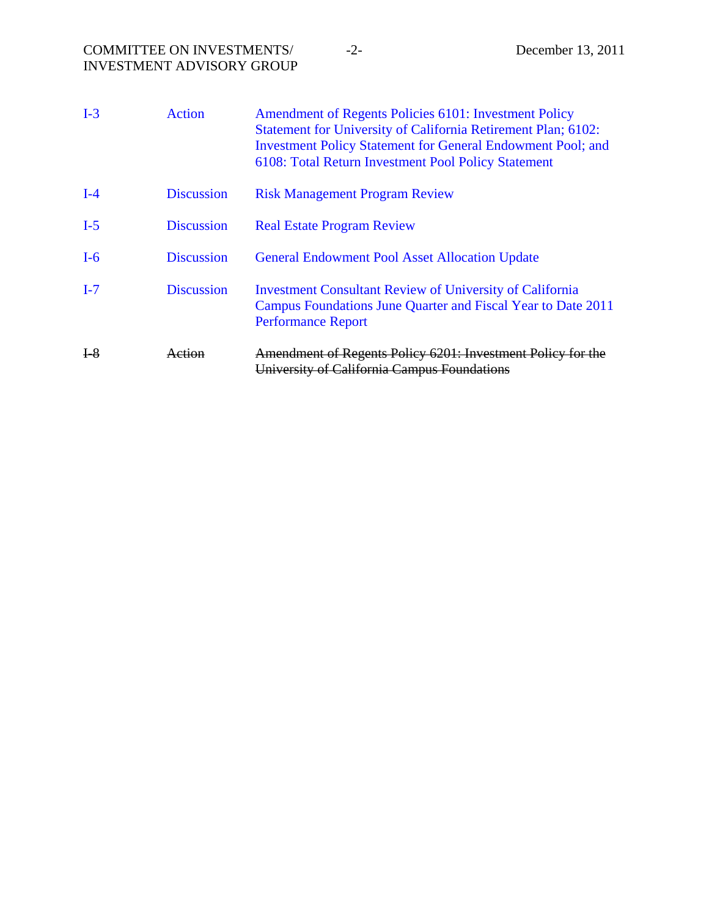| | | |
|---|---|---|
| I-3 | Action | Amendment of Regents Policies 6101: Investment Policy Statement for University of California Retirement Plan; 6102: Investment Policy Statement for General Endowment Pool; and 6108: Total Return Investment Pool Policy Statement |
| I-4 | Discussion | Risk Management Program Review |
| I-5 | Discussion | Real Estate Program Review |
| I-6 | Discussion | General Endowment Pool Asset Allocation Update |
| I-7 | Discussion | Investment Consultant Review of University of California Campus Foundations June Quarter and Fiscal Year to Date 2011 Performance Report |
| ~~I-8~~ | ~~Action~~ | ~~Amendment of Regents Policy 6201: Investment Policy for the University of California Campus Foundations~~ |